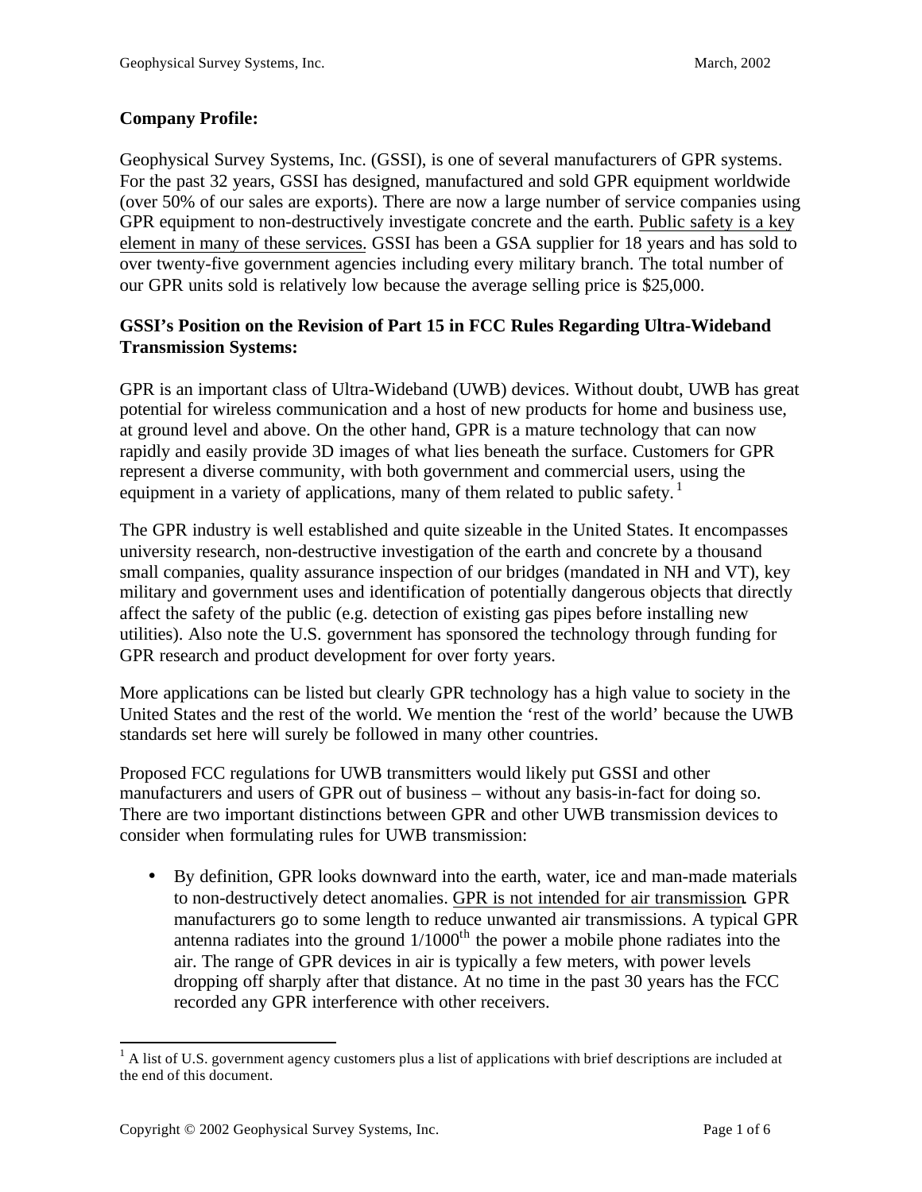**Company Profile:**

Geophysical Survey Systems, Inc. (GSSI), is one of several manufacturers of GPR systems. For the past 32 years, GSSI has designed, manufactured and sold GPR equipment worldwide (over 50% of our sales are exports). There are now a large number of service companies using GPR equipment to non-destructively investigate concrete and the earth. Public safety is a key element in many of these services. GSSI has been a GSA supplier for 18 years and has sold to over twenty-five government agencies including every military branch. The total number of our GPR units sold is relatively low because the average selling price is $25,000.

**GSSI's Position on the Revision of Part 15 in FCC Rules Regarding Ultra-Wideband Transmission Systems:**

GPR is an important class of Ultra-Wideband (UWB) devices. Without doubt, UWB has great potential for wireless communication and a host of new products for home and business use, at ground level and above. On the other hand, GPR is a mature technology that can now rapidly and easily provide 3D images of what lies beneath the surface. Customers for GPR represent a diverse community, with both government and commercial users, using the equipment in a variety of applications, many of them related to public safety.[1]

The GPR industry is well established and quite sizeable in the United States. It encompasses university research, non-destructive investigation of the earth and concrete by a thousand small companies, quality assurance inspection of our bridges (mandated in NH and VT), key military and government uses and identification of potentially dangerous objects that directly affect the safety of the public (e.g. detection of existing gas pipes before installing new utilities). Also note the U.S. government has sponsored the technology through funding for GPR research and product development for over forty years.

More applications can be listed but clearly GPR technology has a high value to society in the United States and the rest of the world. We mention the 'rest of the world' because the UWB standards set here will surely be followed in many other countries.

Proposed FCC regulations for UWB transmitters would likely put GSSI and other manufacturers and users of GPR out of business – without any basis-in-fact for doing so. There are two important distinctions between GPR and other UWB transmission devices to consider when formulating rules for UWB transmission:

- By definition, GPR looks downward into the earth, water, ice and man-made materials to non-destructively detect anomalies. GPR is not intended for air transmission. GPR manufacturers go to some length to reduce unwanted air transmissions. A typical GPR antenna radiates into the ground 1/1000th the power a mobile phone radiates into the air. The range of GPR devices in air is typically a few meters, with power levels dropping off sharply after that distance. At no time in the past 30 years has the FCC recorded any GPR interference with other receivers.

[1] A list of U.S. government agency customers plus a list of applications with brief descriptions are included at the end of this document.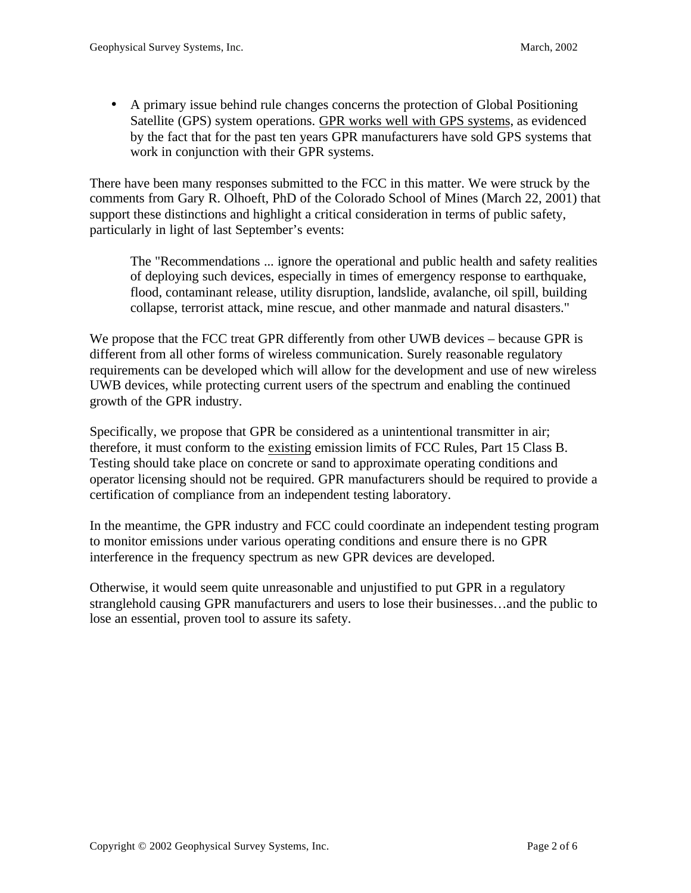- A primary issue behind rule changes concerns the protection of Global Positioning Satellite (GPS) system operations. <u>GPR works well with GPS systems</u>, as evidenced by the fact that for the past ten years GPR manufacturers have sold GPS systems that work in conjunction with their GPR systems.

There have been many responses submitted to the FCC in this matter. We were struck by the comments from Gary R. Olhoeft, PhD of the Colorado School of Mines (March 22, 2001) that support these distinctions and highlight a critical consideration in terms of public safety, particularly in light of last September's events:

> The "Recommendations ... ignore the operational and public health and safety realities of deploying such devices, especially in times of emergency response to earthquake, flood, contaminant release, utility disruption, landslide, avalanche, oil spill, building collapse, terrorist attack, mine rescue, and other manmade and natural disasters."

We propose that the FCC treat GPR differently from other UWB devices – because GPR is different from all other forms of wireless communication. Surely reasonable regulatory requirements can be developed which will allow for the development and use of new wireless UWB devices, while protecting current users of the spectrum and enabling the continued growth of the GPR industry.

Specifically, we propose that GPR be considered as a unintentional transmitter in air; therefore, it must conform to the <u>existing</u> emission limits of FCC Rules, Part 15 Class B. Testing should take place on concrete or sand to approximate operating conditions and operator licensing should not be required. GPR manufacturers should be required to provide a certification of compliance from an independent testing laboratory.

In the meantime, the GPR industry and FCC could coordinate an independent testing program to monitor emissions under various operating conditions and ensure there is no GPR interference in the frequency spectrum as new GPR devices are developed.

Otherwise, it would seem quite unreasonable and unjustified to put GPR in a regulatory stranglehold causing GPR manufacturers and users to lose their businesses…and the public to lose an essential, proven tool to assure its safety.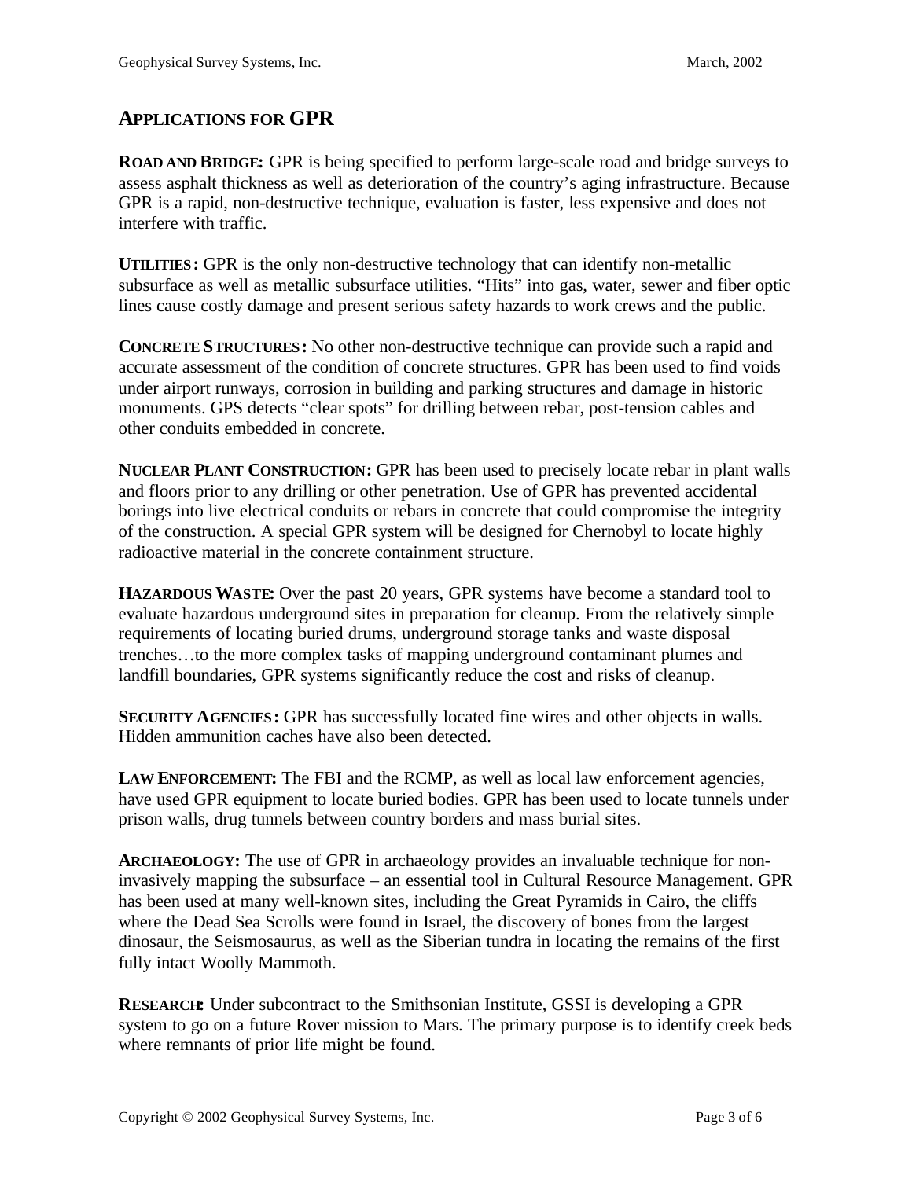## APPLICATIONS FOR GPR

**ROAD AND BRIDGE:** GPR is being specified to perform large-scale road and bridge surveys to assess asphalt thickness as well as deterioration of the country's aging infrastructure. Because GPR is a rapid, non-destructive technique, evaluation is faster, less expensive and does not interfere with traffic.

**UTILITIES:** GPR is the only non-destructive technology that can identify non-metallic subsurface as well as metallic subsurface utilities. "Hits" into gas, water, sewer and fiber optic lines cause costly damage and present serious safety hazards to work crews and the public.

**CONCRETE STRUCTURES:** No other non-destructive technique can provide such a rapid and accurate assessment of the condition of concrete structures. GPR has been used to find voids under airport runways, corrosion in building and parking structures and damage in historic monuments. GPS detects "clear spots" for drilling between rebar, post-tension cables and other conduits embedded in concrete.

**NUCLEAR PLANT CONSTRUCTION:** GPR has been used to precisely locate rebar in plant walls and floors prior to any drilling or other penetration. Use of GPR has prevented accidental borings into live electrical conduits or rebars in concrete that could compromise the integrity of the construction. A special GPR system will be designed for Chernobyl to locate highly radioactive material in the concrete containment structure.

**HAZARDOUS WASTE:** Over the past 20 years, GPR systems have become a standard tool to evaluate hazardous underground sites in preparation for cleanup. From the relatively simple requirements of locating buried drums, underground storage tanks and waste disposal trenches…to the more complex tasks of mapping underground contaminant plumes and landfill boundaries, GPR systems significantly reduce the cost and risks of cleanup.

**SECURITY AGENCIES:** GPR has successfully located fine wires and other objects in walls. Hidden ammunition caches have also been detected.

**LAW ENFORCEMENT:** The FBI and the RCMP, as well as local law enforcement agencies, have used GPR equipment to locate buried bodies. GPR has been used to locate tunnels under prison walls, drug tunnels between country borders and mass burial sites.

**ARCHAEOLOGY:** The use of GPR in archaeology provides an invaluable technique for non-invasively mapping the subsurface – an essential tool in Cultural Resource Management. GPR has been used at many well-known sites, including the Great Pyramids in Cairo, the cliffs where the Dead Sea Scrolls were found in Israel, the discovery of bones from the largest dinosaur, the Seismosaurus, as well as the Siberian tundra in locating the remains of the first fully intact Woolly Mammoth.

**RESEARCH:** Under subcontract to the Smithsonian Institute, GSSI is developing a GPR system to go on a future Rover mission to Mars. The primary purpose is to identify creek beds where remnants of prior life might be found.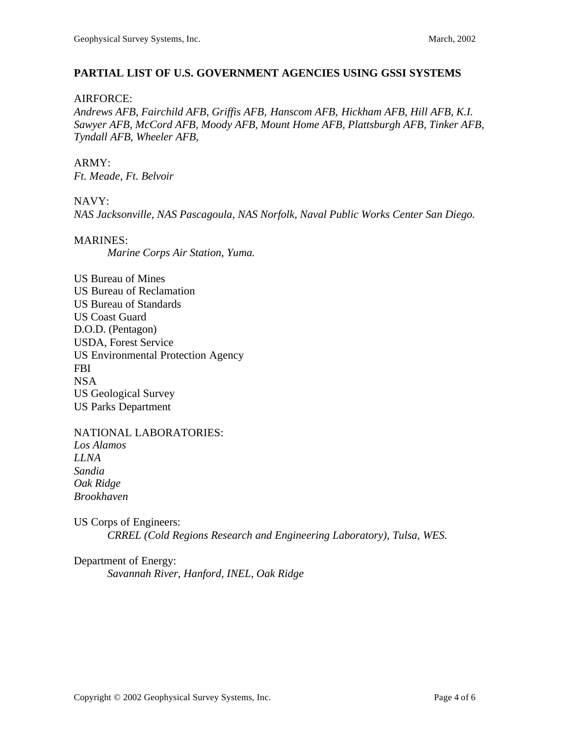## PARTIAL LIST OF U.S. GOVERNMENT AGENCIES USING GSSI SYSTEMS

AIRFORCE:
*Andrews AFB, Fairchild AFB, Griffis AFB, Hanscom AFB, Hickham AFB, Hill AFB, K.I. Sawyer AFB, McCord AFB, Moody AFB, Mount Home AFB, Plattsburgh AFB, Tinker AFB, Tyndall AFB, Wheeler AFB,*

ARMY:
*Ft. Meade, Ft. Belvoir*

NAVY:
*NAS Jacksonville, NAS Pascagoula, NAS Norfolk, Naval Public Works Center San Diego.*

MARINES:
*Marine Corps Air Station, Yuma.*

US Bureau of Mines
US Bureau of Reclamation
US Bureau of Standards
US Coast Guard
D.O.D. (Pentagon)
USDA, Forest Service
US Environmental Protection Agency
FBI
NSA
US Geological Survey
US Parks Department

NATIONAL LABORATORIES:
*Los Alamos*
*LLNA*
*Sandia*
*Oak Ridge*
*Brookhaven*

US Corps of Engineers:
*CRREL (Cold Regions Research and Engineering Laboratory), Tulsa, WES.*

Department of Energy:
*Savannah River, Hanford, INEL, Oak Ridge*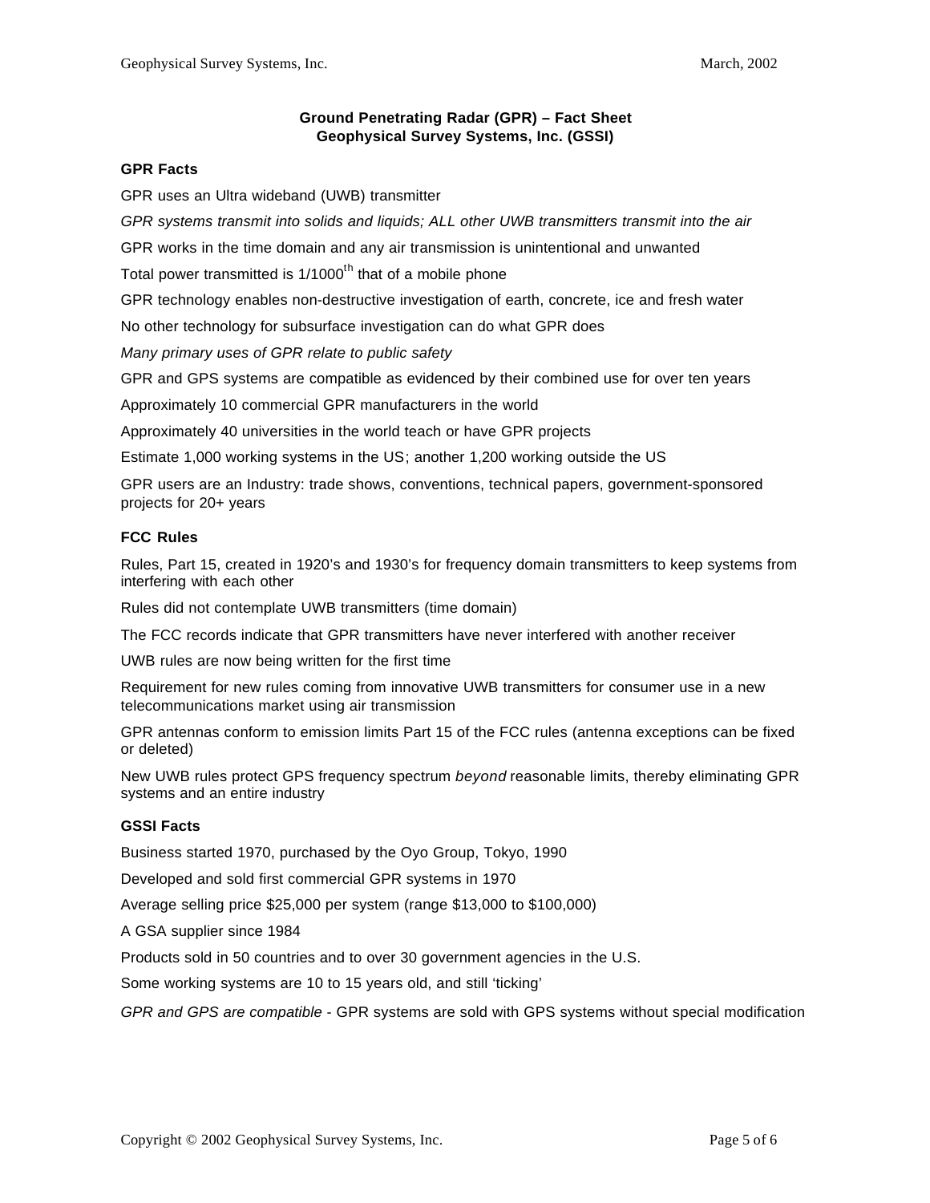**Ground Penetrating Radar (GPR) – Fact Sheet**
**Geophysical Survey Systems, Inc. (GSSI)**

## GPR Facts

GPR uses an Ultra wideband (UWB) transmitter

*GPR systems transmit into solids and liquids; ALL other UWB transmitters transmit into the air*

GPR works in the time domain and any air transmission is unintentional and unwanted

Total power transmitted is 1/1000$^{th}$ that of a mobile phone

GPR technology enables non-destructive investigation of earth, concrete, ice and fresh water

No other technology for subsurface investigation can do what GPR does

*Many primary uses of GPR relate to public safety*

GPR and GPS systems are compatible as evidenced by their combined use for over ten years

Approximately 10 commercial GPR manufacturers in the world

Approximately 40 universities in the world teach or have GPR projects

Estimate 1,000 working systems in the US; another 1,200 working outside the US

GPR users are an Industry: trade shows, conventions, technical papers, government-sponsored projects for 20+ years

## FCC Rules

Rules, Part 15, created in 1920's and 1930's for frequency domain transmitters to keep systems from interfering with each other

Rules did not contemplate UWB transmitters (time domain)

The FCC records indicate that GPR transmitters have never interfered with another receiver

UWB rules are now being written for the first time

Requirement for new rules coming from innovative UWB transmitters for consumer use in a new telecommunications market using air transmission

GPR antennas conform to emission limits Part 15 of the FCC rules (antenna exceptions can be fixed or deleted)

New UWB rules protect GPS frequency spectrum *beyond* reasonable limits, thereby eliminating GPR systems and an entire industry

## GSSI Facts

Business started 1970, purchased by the Oyo Group, Tokyo, 1990

Developed and sold first commercial GPR systems in 1970

Average selling price $25,000 per system (range $13,000 to $100,000)

A GSA supplier since 1984

Products sold in 50 countries and to over 30 government agencies in the U.S.

Some working systems are 10 to 15 years old, and still 'ticking'

*GPR and GPS are compatible* - GPR systems are sold with GPS systems without special modification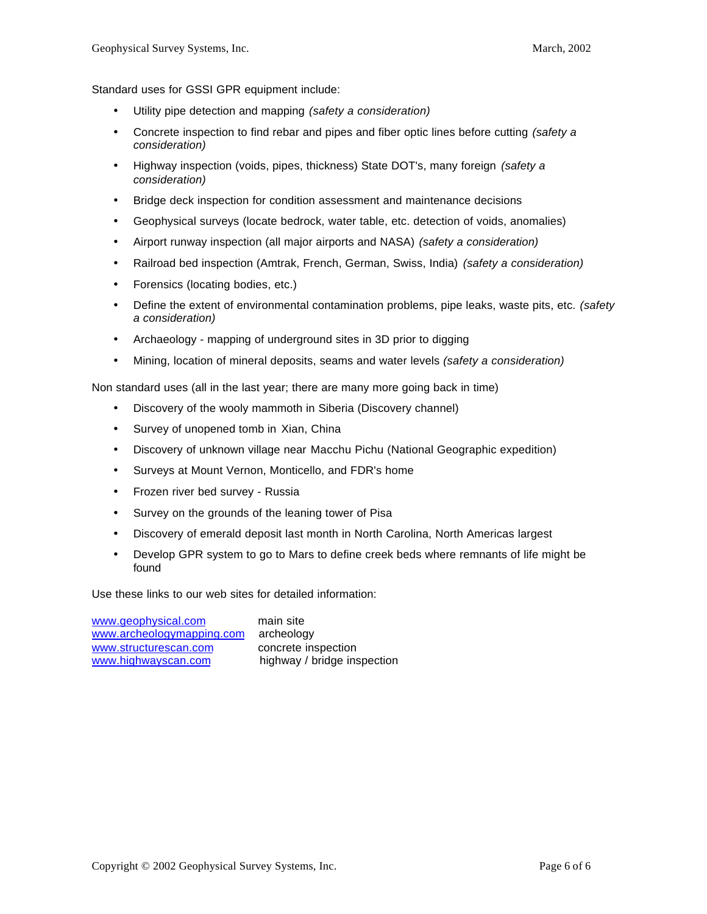Standard uses for GSSI GPR equipment include:

- Utility pipe detection and mapping *(safety a consideration)*
- Concrete inspection to find rebar and pipes and fiber optic lines before cutting *(safety a consideration)*
- Highway inspection (voids, pipes, thickness) State DOT's, many foreign *(safety a consideration)*
- Bridge deck inspection for condition assessment and maintenance decisions
- Geophysical surveys (locate bedrock, water table, etc. detection of voids, anomalies)
- Airport runway inspection (all major airports and NASA) *(safety a consideration)*
- Railroad bed inspection (Amtrak, French, German, Swiss, India) *(safety a consideration)*
- Forensics (locating bodies, etc.)
- Define the extent of environmental contamination problems, pipe leaks, waste pits, etc. *(safety a consideration)*
- Archaeology - mapping of underground sites in 3D prior to digging
- Mining, location of mineral deposits, seams and water levels *(safety a consideration)*

Non standard uses (all in the last year; there are many more going back in time)

- Discovery of the wooly mammoth in Siberia (Discovery channel)
- Survey of unopened tomb in Xian, China
- Discovery of unknown village near Macchu Pichu (National Geographic expedition)
- Surveys at Mount Vernon, Monticello, and FDR's home
- Frozen river bed survey - Russia
- Survey on the grounds of the leaning tower of Pisa
- Discovery of emerald deposit last month in North Carolina, North Americas largest
- Develop GPR system to go to Mars to define creek beds where remnants of life might be found

Use these links to our web sites for detailed information:

| | |
|---|---|
| www.geophysical.com | main site |
| www.archeologymapping.com | archeology |
| www.structurescan.com | concrete inspection |
| www.highwayscan.com | highway / bridge inspection |